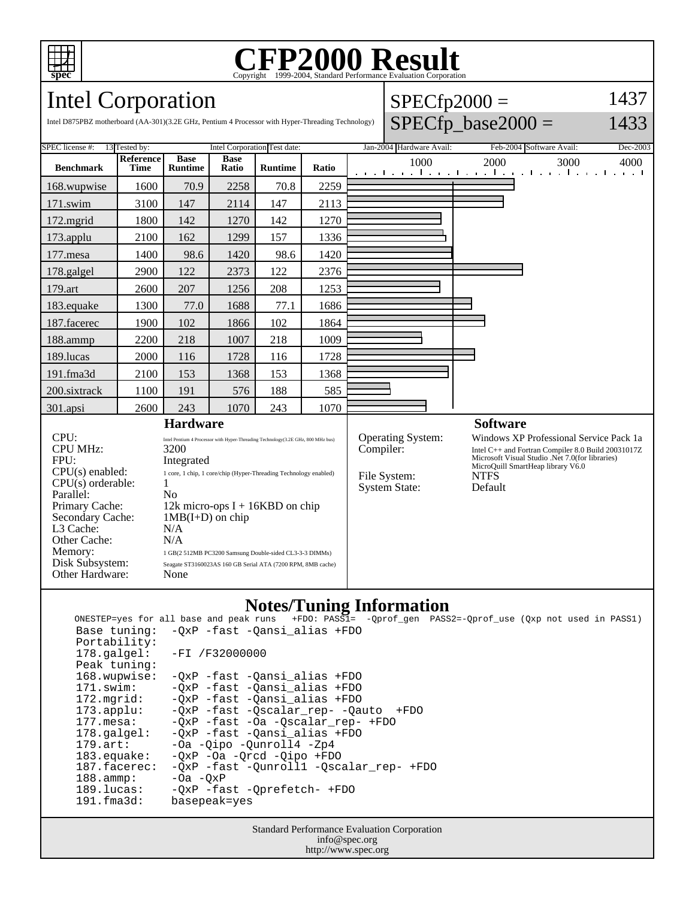# CFP2000 Result

Copyright 1999-2004, Standard Performance Evaluation Corporation

## Intel Corporation

Intel D875PBZ motherboard (AA-301)(3.2E GHz, Pentium 4 Processor with Hyper-Threading Technology)

SPECfp2000 = 1437

SPECfp_base2000 = 1433

| SPEC license #: | 13 | Tested by: | Intel Corporation | Test date: | Jan-2004 | Hardware Avail: | Feb-2004 | Software Avail: | Dec-2003 |
|---|---|---|---|---|---|---|---|---|---|

| Benchmark | Reference Time | Base Runtime | Base Ratio | Runtime | Ratio |
|---|---|---|---|---|---|
| 168.wupwise | 1600 | 70.9 | 2258 | 70.8 | 2259 |
| 171.swim | 3100 | 147 | 2114 | 147 | 2113 |
| 172.mgrid | 1800 | 142 | 1270 | 142 | 1270 |
| 173.applu | 2100 | 162 | 1299 | 157 | 1336 |
| 177.mesa | 1400 | 98.6 | 1420 | 98.6 | 1420 |
| 178.galgel | 2900 | 122 | 2373 | 122 | 2376 |
| 179.art | 2600 | 207 | 1256 | 208 | 1253 |
| 183.equake | 1300 | 77.0 | 1688 | 77.1 | 1686 |
| 187.facerec | 1900 | 102 | 1866 | 102 | 1864 |
| 188.ammp | 2200 | 218 | 1007 | 218 | 1009 |
| 189.lucas | 2000 | 116 | 1728 | 116 | 1728 |
| 191.fma3d | 2100 | 153 | 1368 | 153 | 1368 |
| 200.sixtrack | 1100 | 191 | 576 | 188 | 585 |
| 301.apsi | 2600 | 243 | 1070 | 243 | 1070 |

1000 2000 3000 4000

### Hardware

| | |
|---|---|
| CPU: | Intel Pentium 4 Processor with Hyper-Threading Technology(3.2E GHz, 800 MHz bus) |
| CPU MHz: | 3200 |
| FPU: | Integrated |
| CPU(s) enabled: | 1 core, 1 chip, 1 core/chip (Hyper-Threading Technology enabled) |
| CPU(s) orderable: | 1 |
| Parallel: | No |
| Primary Cache: | 12k micro-ops I + 16KBD on chip |
| Secondary Cache: | 1MB(I+D) on chip |
| L3 Cache: | N/A |
| Other Cache: | N/A |
| Memory: | 1 GB(2 512MB PC3200 Samsung Double-sided CL3-3-3 DIMMs) |
| Disk Subsystem: | Seagate ST3160023AS 160 GB Serial ATA (7200 RPM, 8MB cache) |
| Other Hardware: | None |

### Software

| | |
|---|---|
| Operating System: | Windows XP Professional Service Pack 1a |
| Compiler: | Intel C++ and Fortran Compiler 8.0 Build 20031017Z<br>Microsoft Visual Studio .Net 7.0(for libraries)<br>MicroQuill SmartHeap library V6.0 |
| File System: | NTFS |
| System State: | Default |

### Notes/Tuning Information

```
ONESTEP=yes for all base and peak runs   +FDO: PASS1=  -Qprof_gen  PASS2=-Qprof_use (Qxp not used in PASS1)
 Base tuning:  -QxP -fast -Qansi_alias +FDO
 Portability:
 178.galgel:   -FI /F32000000
 Peak tuning:
 168.wupwise:  -QxP -fast -Qansi_alias +FDO
 171.swim:     -QxP -fast -Qansi_alias +FDO
 172.mgrid:    -QxP -fast -Qansi_alias +FDO
 173.applu:    -QxP -fast -Qscalar_rep- -Qauto  +FDO
 177.mesa:     -QxP -fast -Oa -Qscalar_rep- +FDO
 178.galgel:   -QxP -fast -Qansi_alias +FDO
 179.art:      -Oa -Qipo -Qunroll4 -Zp4
 183.equake:   -QxP -Oa -Qrcd -Qipo +FDO
 187.facerec:  -QxP -fast -Qunroll1 -Qscalar_rep- +FDO
 188.ammp:     -Oa -QxP
 189.lucas:    -QxP -fast -Qprefetch- +FDO
 191.fma3d:    basepeak=yes
```

Standard Performance Evaluation Corporation
info@spec.org
http://www.spec.org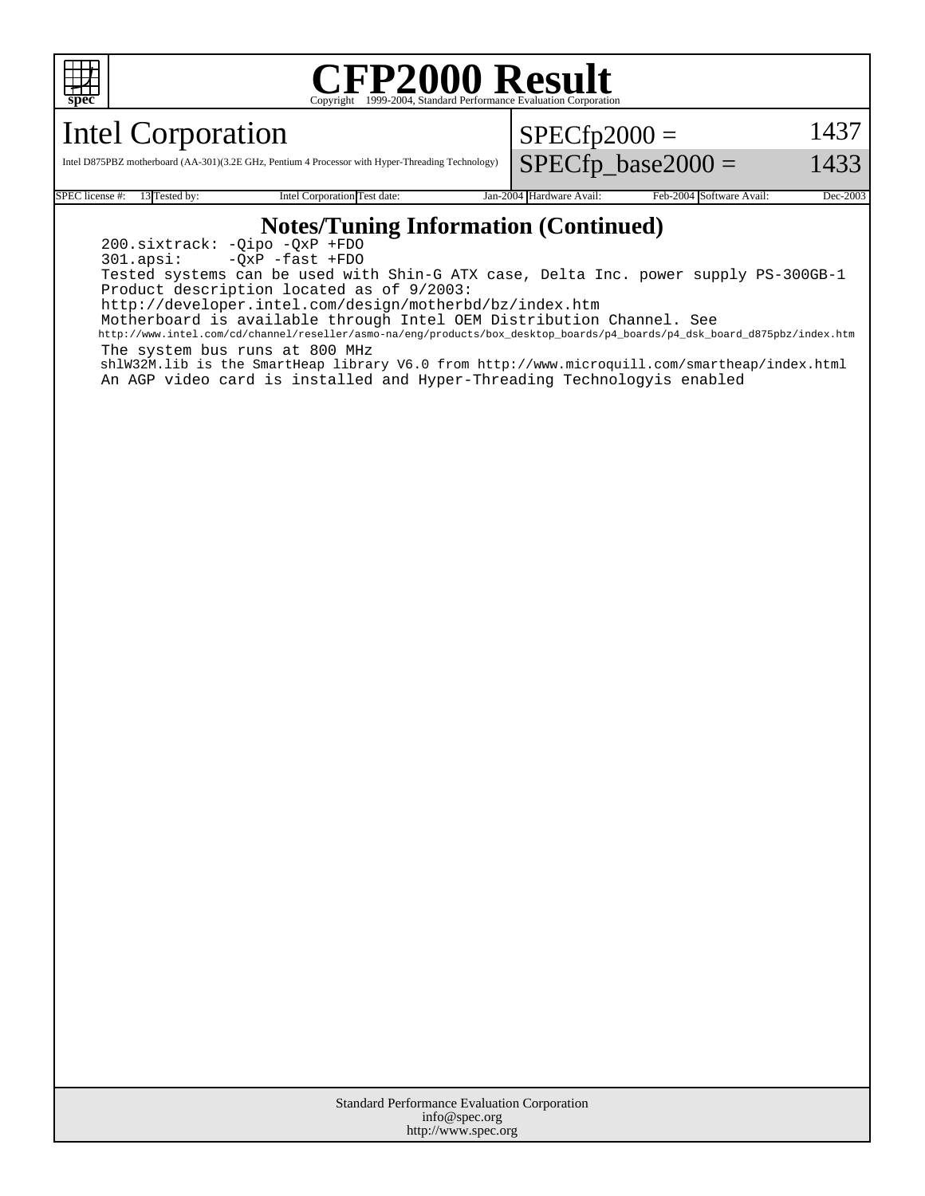// CFP2000 Result

Copyright 1999-2004, Standard Performance Evaluation Corporation

# Intel Corporation

Intel D875PBZ motherboard (AA-301)(3.2E GHz, Pentium 4 Processor with Hyper-Threading Technology)

SPECfp2000 = 1437

SPECfp_base2000 = 1433

| SPEC license #: | 13 | Tested by: | Intel Corporation | Test date: | Jan-2004 | Hardware Avail: | Feb-2004 | Software Avail: | Dec-2003 |
|---|---|---|---|---|---|---|---|---|---|

## Notes/Tuning Information (Continued)

```
200.sixtrack: -Qipo -QxP +FDO
301.apsi:     -QxP -fast +FDO
Tested systems can be used with Shin-G ATX case, Delta Inc. power supply PS-300GB-1
Product description located as of 9/2003:
http://developer.intel.com/design/motherbd/bz/index.htm
Motherboard is available through Intel OEM Distribution Channel. See
http://www.intel.com/cd/channel/reseller/asmo-na/eng/products/box_desktop_boards/p4_boards/p4_dsk_board_d875pbz/index.htm
The system bus runs at 800 MHz
shlW32M.lib is the SmartHeap library V6.0 from http://www.microquill.com/smartheap/index.html
An AGP video card is installed and Hyper-Threading Technologyis enabled
```

Standard Performance Evaluation Corporation
info@spec.org
http://www.spec.org